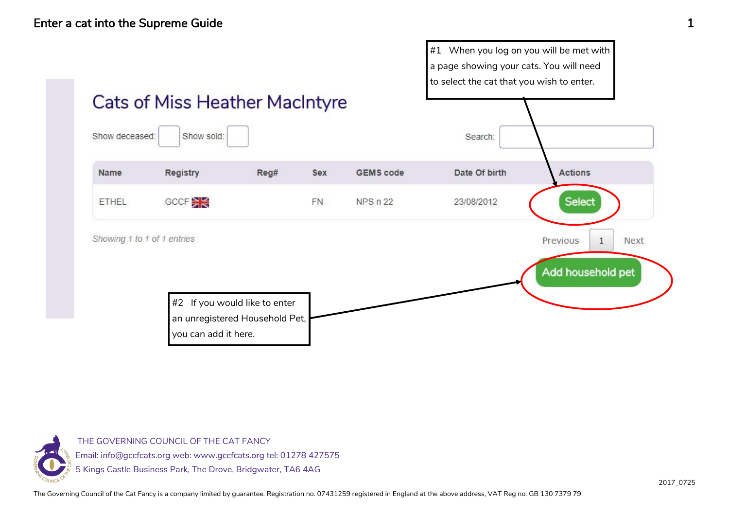# Enter a cat into the Supreme Guide

#1 When you log on you will be met with a page showing your cats. You will need to select the cat that you wish to enter.

## Cats of Miss Heather MacIntyre

Show deceased: Show sold: Search:

| Name | Registry | Reg# | Sex | GEMS code | Date Of birth | Actions |
|---|---|---|---|---|---|---|
| ETHEL | GCCF | | FN | NPS n 22 | 23/08/2012 | Select |

*Showing 1 to 1 of 1 entries*

Previous 1 Next

Add household pet

#2 If you would like to enter an unregistered Household Pet, you can add it here.

THE GOVERNING COUNCIL OF THE CAT FANCY
Email: info@gccfcats.org web: www.gccfcats.org tel: 01278 427575
5 Kings Castle Business Park, The Drove, Bridgwater, TA6 4AG

2017_0725

The Governing Council of the Cat Fancy is a company limited by guarantee. Registration no. 07431259 registered in England at the above address, VAT Reg no. GB 130 7379 79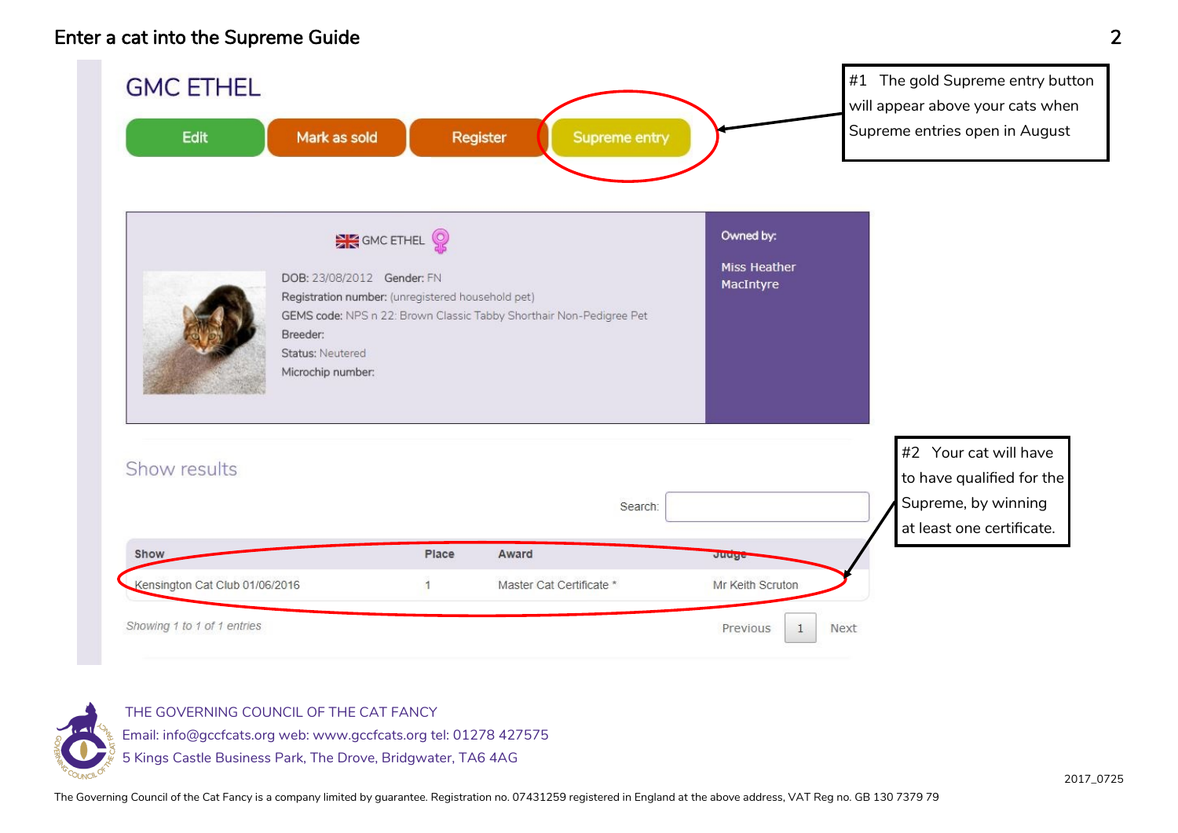## Enter a cat into the Supreme Guide

# GMC ETHEL

Edit | Mark as sold | Register | Supreme entry

#1 The gold Supreme entry button will appear above your cats when Supreme entries open in August

GMC ETHEL

DOB: 23/08/2012 Gender: FN
Registration number: (unregistered household pet)
GEMS code: NPS n 22: Brown Classic Tabby Shorthair Non-Pedigree Pet
Breeder:
Status: Neutered
Microchip number:

Owned by:

Miss Heather MacIntyre

### Show results

Search:

| Show | Place | Award | Judge |
|---|---|---|---|
| Kensington Cat Club 01/06/2016 | 1 | Master Cat Certificate * | Mr Keith Scruton |

*Showing 1 to 1 of 1 entries*

Previous 1 Next

#2 Your cat will have to have qualified for the Supreme, by winning at least one certificate.

THE GOVERNING COUNCIL OF THE CAT FANCY
Email: info@gccfcats.org web: www.gccfcats.org tel: 01278 427575
5 Kings Castle Business Park, The Drove, Bridgwater, TA6 4AG

2017_0725

The Governing Council of the Cat Fancy is a company limited by guarantee. Registration no. 07431259 registered in England at the above address, VAT Reg no. GB 130 7379 79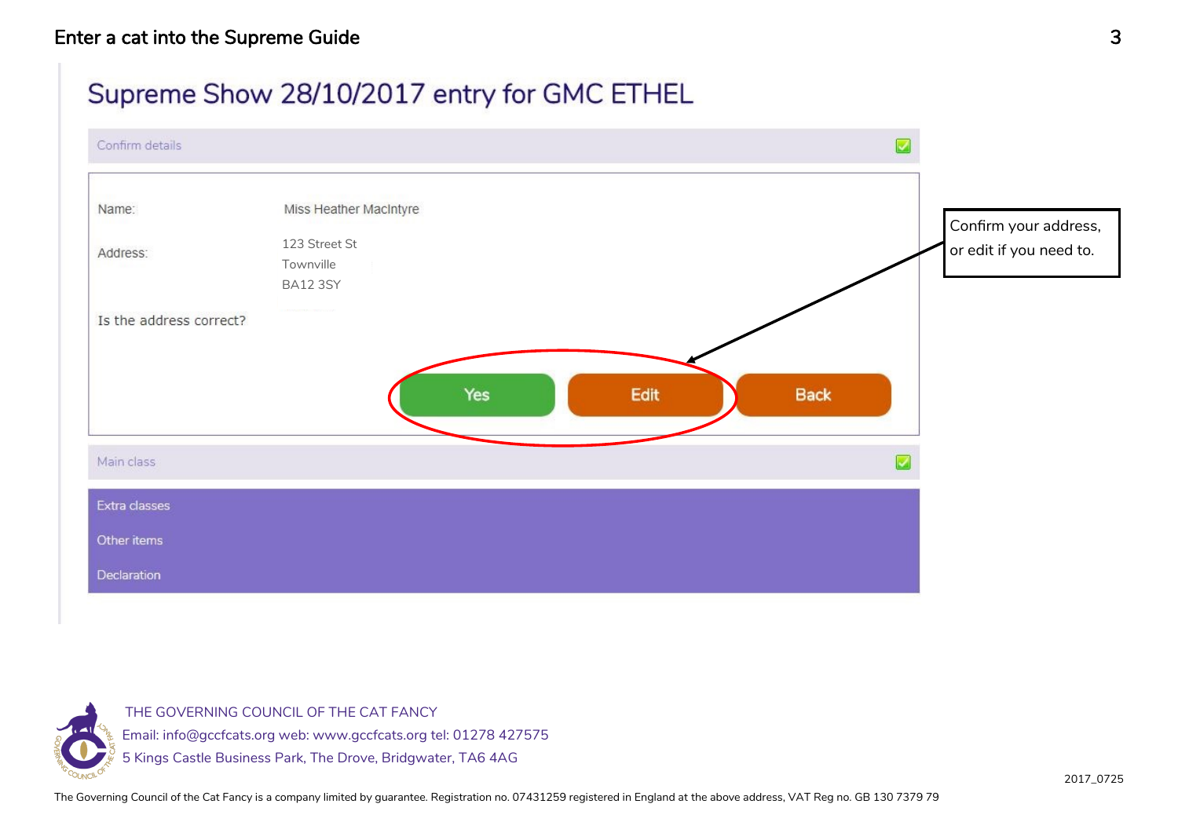# Supreme Show 28/10/2017 entry for GMC ETHEL

Confirm details

Name: Miss Heather MacIntyre

Address: 123 Street St
Townville
BA12 3SY

Is the address correct?

Yes | Edit | Back

Confirm your address, or edit if you need to.

Main class

Extra classes

Other items

Declaration

THE GOVERNING COUNCIL OF THE CAT FANCY
Email: info@gccfcats.org web: www.gccfcats.org tel: 01278 427575
5 Kings Castle Business Park, The Drove, Bridgwater, TA6 4AG

The Governing Council of the Cat Fancy is a company limited by guarantee. Registration no. 07431259 registered in England at the above address, VAT Reg no. GB 130 7379 79

2017_0725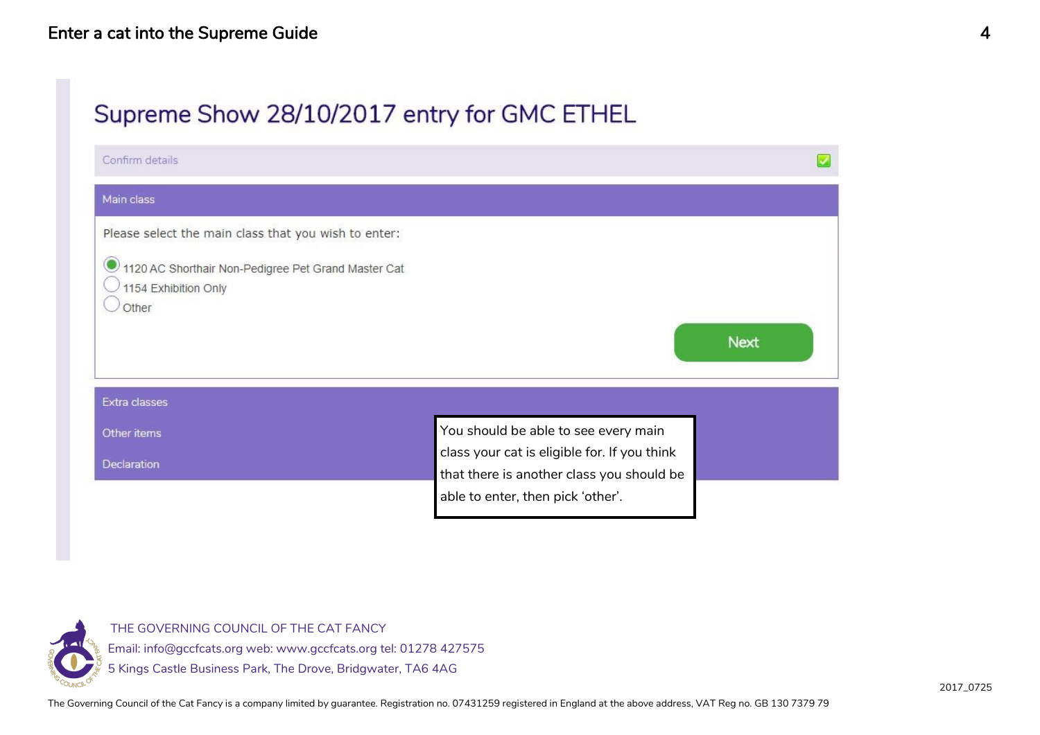# Supreme Show 28/10/2017 entry for GMC ETHEL

Confirm details

**Main class**

Please select the main class that you wish to enter:

- (●) 1120 AC Shorthair Non-Pedigree Pet Grand Master Cat
- ( ) 1154 Exhibition Only
- ( ) Other

Next

Extra classes

Other items

Declaration

You should be able to see every main class your cat is eligible for. If you think that there is another class you should be able to enter, then pick 'other'.

THE GOVERNING COUNCIL OF THE CAT FANCY
Email: info@gccfcats.org web: www.gccfcats.org tel: 01278 427575
5 Kings Castle Business Park, The Drove, Bridgwater, TA6 4AG

The Governing Council of the Cat Fancy is a company limited by guarantee. Registration no. 07431259 registered in England at the above address, VAT Reg no. GB 130 7379 79

2017_0725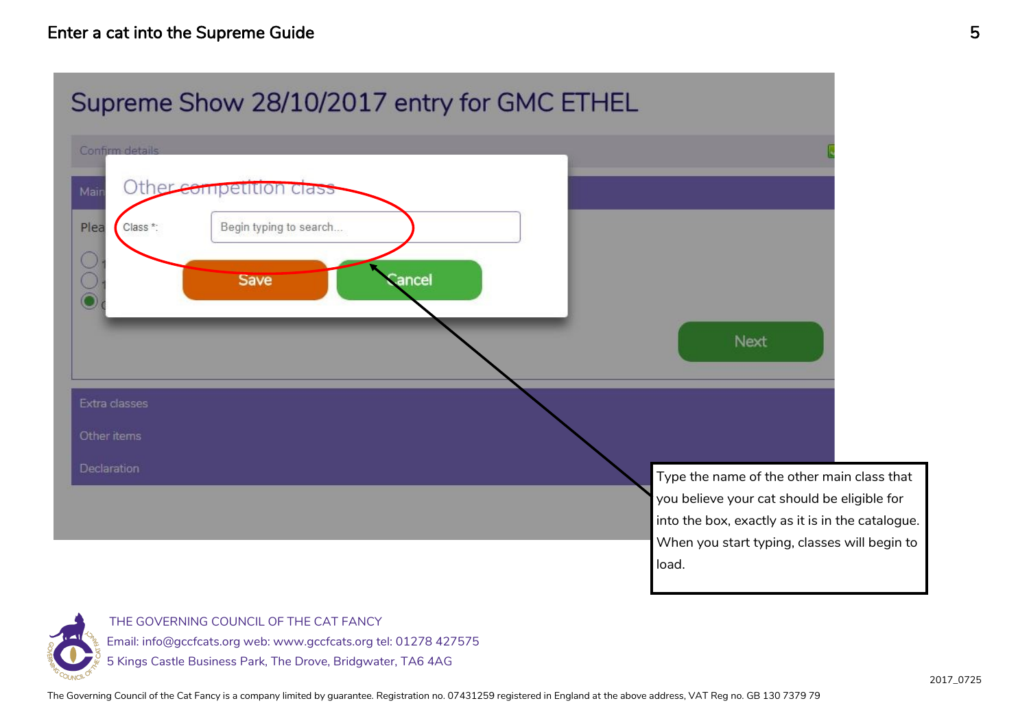Supreme Show 28/10/2017 entry for GMC ETHEL

Confirm details

Other competition class

Class *: Begin typing to search...

Save Cancel

Next

Extra classes

Other items

Declaration

Type the name of the other main class that you believe your cat should be eligible for into the box, exactly as it is in the catalogue. When you start typing, classes will begin to load.

THE GOVERNING COUNCIL OF THE CAT FANCY
Email: info@gccfcats.org web: www.gccfcats.org tel: 01278 427575
5 Kings Castle Business Park, The Drove, Bridgwater, TA6 4AG

2017_0725

The Governing Council of the Cat Fancy is a company limited by guarantee. Registration no. 07431259 registered in England at the above address, VAT Reg no. GB 130 7379 79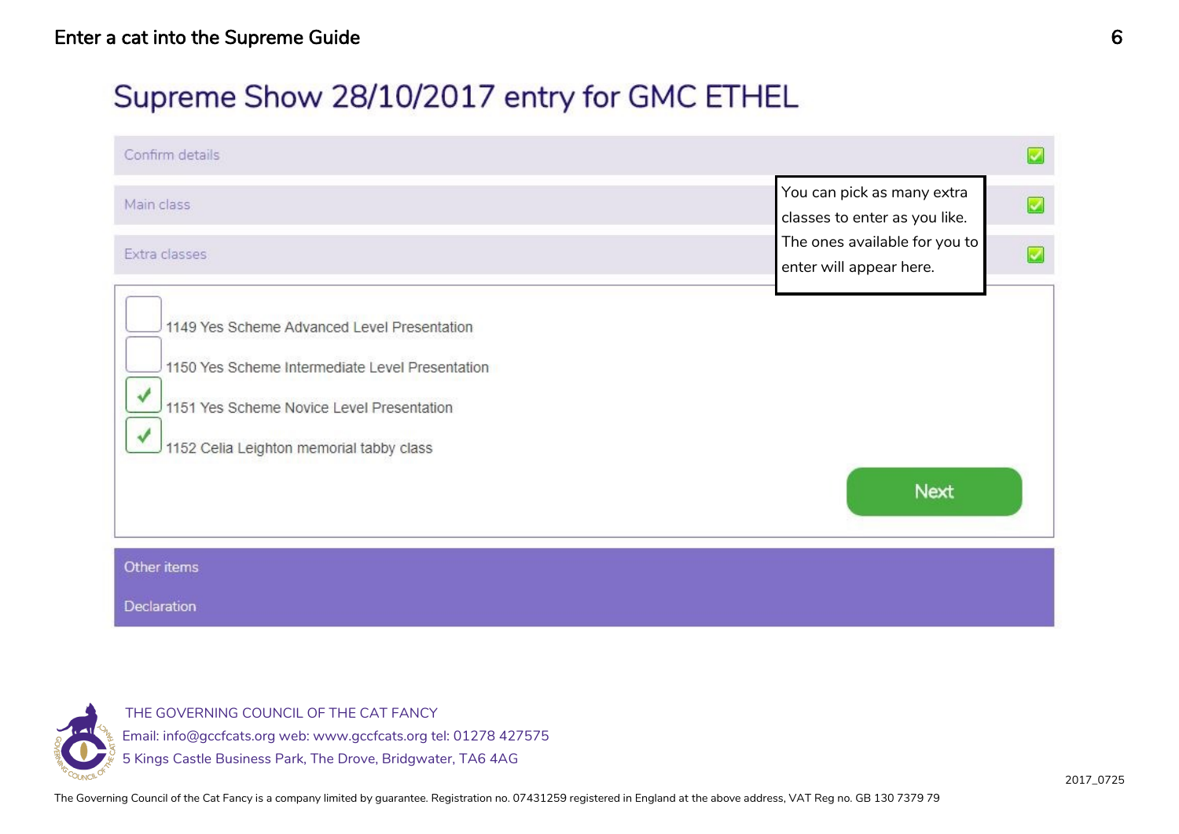# Supreme Show 28/10/2017 entry for GMC ETHEL

Confirm details

Main class

Extra classes

You can pick as many extra classes to enter as you like. The ones available for you to enter will appear here.

- [ ] 1149 Yes Scheme Advanced Level Presentation
- [ ] 1150 Yes Scheme Intermediate Level Presentation
- [x] 1151 Yes Scheme Novice Level Presentation
- [x] 1152 Celia Leighton memorial tabby class

Next

Other items

Declaration

THE GOVERNING COUNCIL OF THE CAT FANCY
Email: info@gccfcats.org web: www.gccfcats.org tel: 01278 427575
5 Kings Castle Business Park, The Drove, Bridgwater, TA6 4AG

2017_0725

The Governing Council of the Cat Fancy is a company limited by guarantee. Registration no. 07431259 registered in England at the above address, VAT Reg no. GB 130 7379 79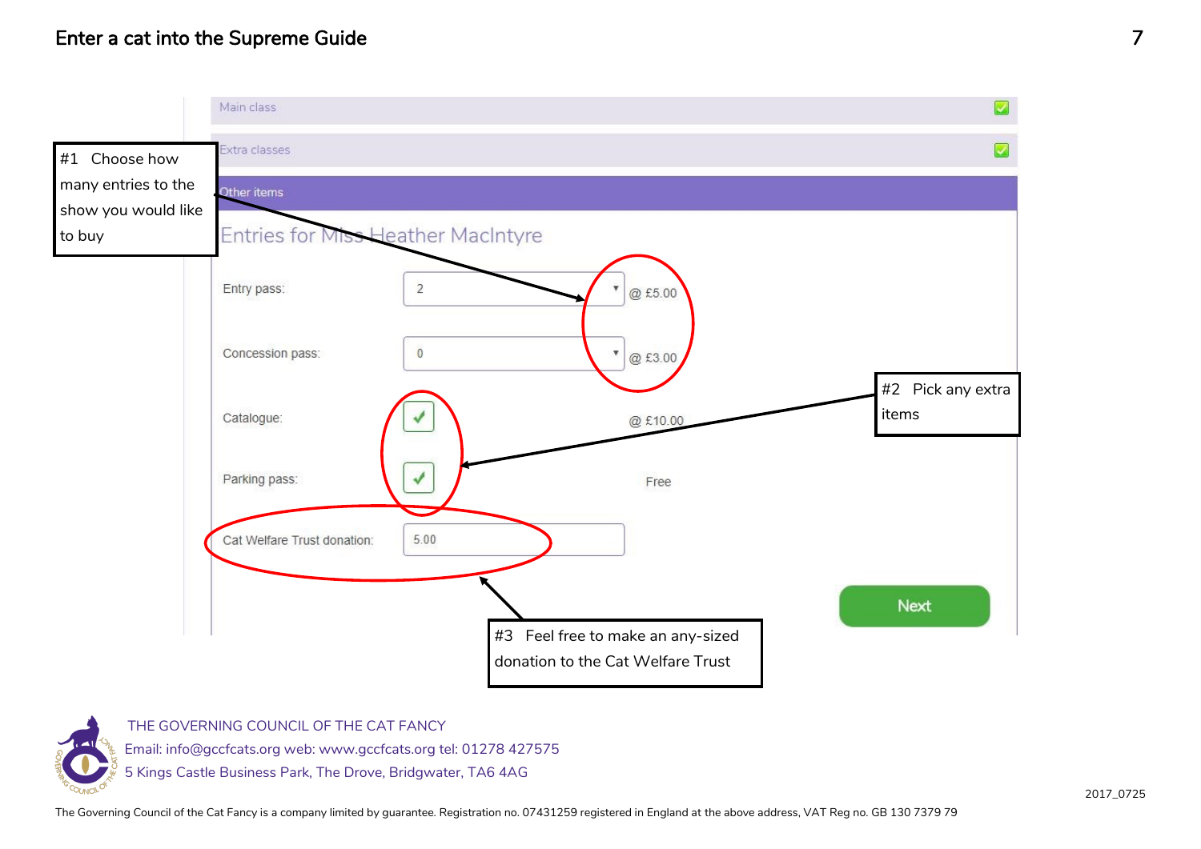# Enter a cat into the Supreme Guide

Main class

Extra classes

Other items

Entries for Miss Heather MacIntyre

Entry pass: 2 @ £5.00

Concession pass: 0 @ £3.00

Catalogue: ✓ @ £10.00

Parking pass: ✓ Free

Cat Welfare Trust donation: 5.00

Next

#1 Choose how many entries to the show you would like to buy

#2 Pick any extra items

#3 Feel free to make an any-sized donation to the Cat Welfare Trust

THE GOVERNING COUNCIL OF THE CAT FANCY
Email: info@gccfcats.org web: www.gccfcats.org tel: 01278 427575
5 Kings Castle Business Park, The Drove, Bridgwater, TA6 4AG

2017_0725

The Governing Council of the Cat Fancy is a company limited by guarantee. Registration no. 07431259 registered in England at the above address, VAT Reg no. GB 130 7379 79